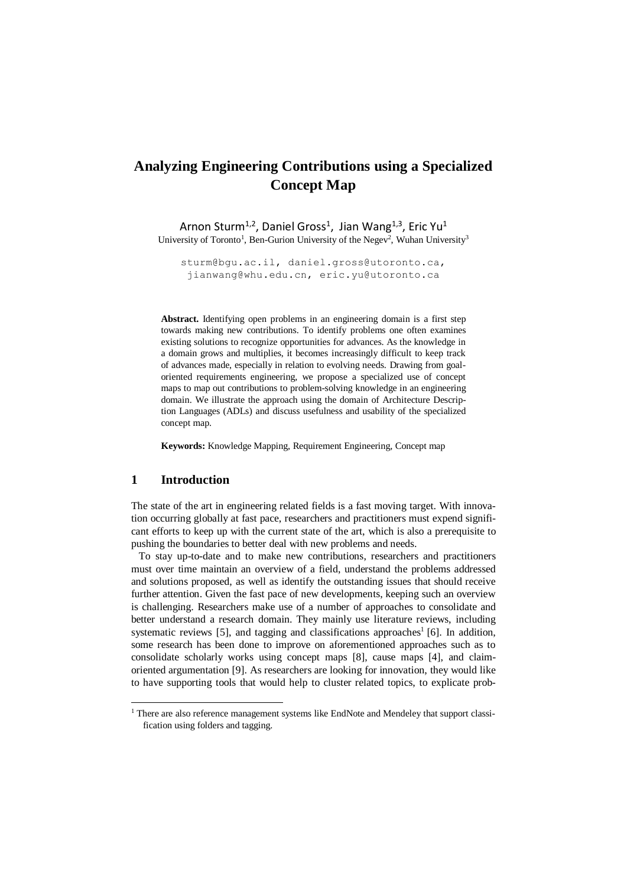# Analyzing Engineering Contributions using a Specialized Concept Map

Arnon Sturm[1,2], Daniel Gross[1], Jian Wang[1,3], Eric Yu[1]

University of Toronto[1], Ben-Gurion University of the Negev[2], Wuhan University[3]

sturm@bgu.ac.il, daniel.gross@utoronto.ca, jianwang@whu.edu.cn, eric.yu@utoronto.ca

**Abstract.** Identifying open problems in an engineering domain is a first step towards making new contributions. To identify problems one often examines existing solutions to recognize opportunities for advances. As the knowledge in a domain grows and multiplies, it becomes increasingly difficult to keep track of advances made, especially in relation to evolving needs. Drawing from goal-oriented requirements engineering, we propose a specialized use of concept maps to map out contributions to problem-solving knowledge in an engineering domain. We illustrate the approach using the domain of Architecture Description Languages (ADLs) and discuss usefulness and usability of the specialized concept map.

**Keywords:** Knowledge Mapping, Requirement Engineering, Concept map

## 1 Introduction

The state of the art in engineering related fields is a fast moving target. With innovation occurring globally at fast pace, researchers and practitioners must expend significant efforts to keep up with the current state of the art, which is also a prerequisite to pushing the boundaries to better deal with new problems and needs.

To stay up-to-date and to make new contributions, researchers and practitioners must over time maintain an overview of a field, understand the problems addressed and solutions proposed, as well as identify the outstanding issues that should receive further attention. Given the fast pace of new developments, keeping such an overview is challenging. Researchers make use of a number of approaches to consolidate and better understand a research domain. They mainly use literature reviews, including systematic reviews [5], and tagging and classifications approaches[1] [6]. In addition, some research has been done to improve on aforementioned approaches such as to consolidate scholarly works using concept maps [8], cause maps [4], and claim-oriented argumentation [9]. As researchers are looking for innovation, they would like to have supporting tools that would help to cluster related topics, to explicate prob-

---

[1] There are also reference management systems like EndNote and Mendeley that support classification using folders and tagging.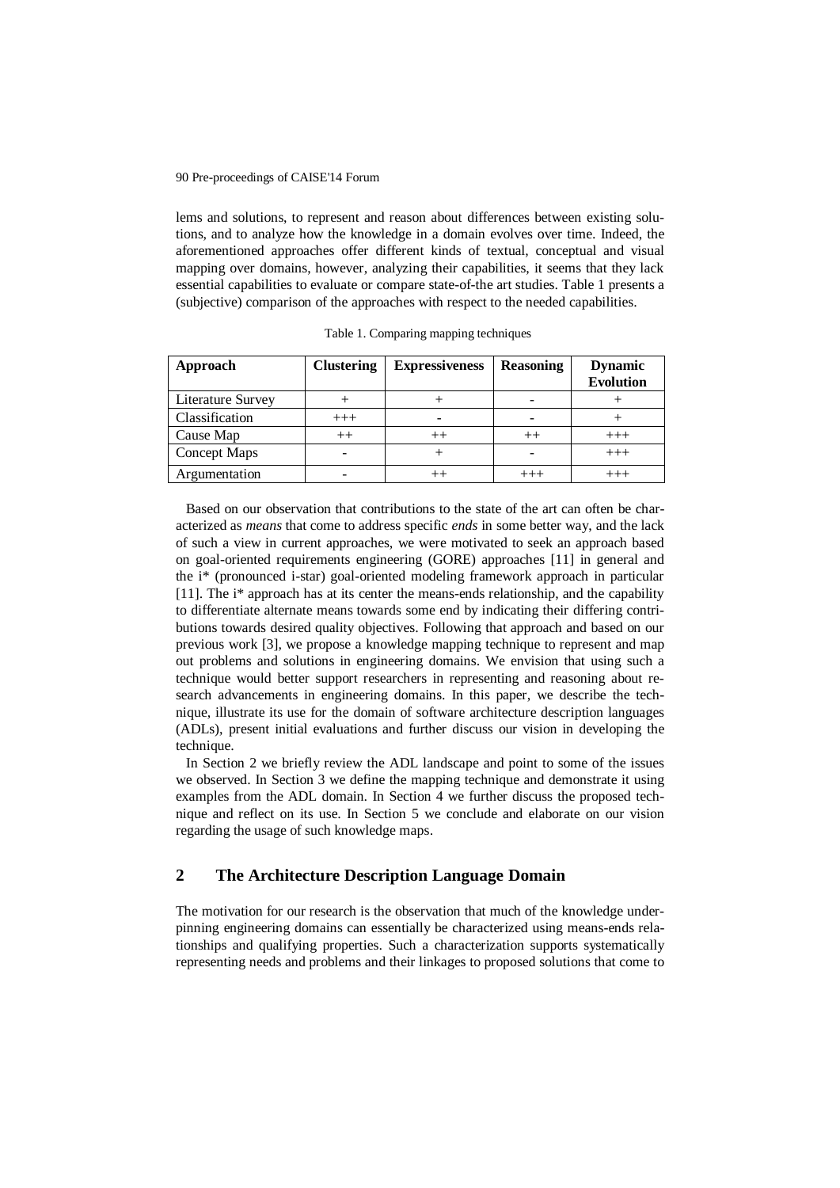lems and solutions, to represent and reason about differences between existing solutions, and to analyze how the knowledge in a domain evolves over time. Indeed, the aforementioned approaches offer different kinds of textual, conceptual and visual mapping over domains, however, analyzing their capabilities, it seems that they lack essential capabilities to evaluate or compare state-of-the art studies. Table 1 presents a (subjective) comparison of the approaches with respect to the needed capabilities.

Table 1. Comparing mapping techniques

| **Approach** | **Clustering** | **Expressiveness** | **Reasoning** | **Dynamic Evolution** |
|---|---|---|---|---|
| Literature Survey | + | + | - | + |
| Classification | +++ | - | - | + |
| Cause Map | ++ | ++ | ++ | +++ |
| Concept Maps | - | + | - | +++ |
| Argumentation | - | ++ | +++ | +++ |

Based on our observation that contributions to the state of the art can often be characterized as *means* that come to address specific *ends* in some better way, and the lack of such a view in current approaches, we were motivated to seek an approach based on goal-oriented requirements engineering (GORE) approaches [11] in general and the i* (pronounced i-star) goal-oriented modeling framework approach in particular [11]. The i* approach has at its center the means-ends relationship, and the capability to differentiate alternate means towards some end by indicating their differing contributions towards desired quality objectives. Following that approach and based on our previous work [3], we propose a knowledge mapping technique to represent and map out problems and solutions in engineering domains. We envision that using such a technique would better support researchers in representing and reasoning about research advancements in engineering domains. In this paper, we describe the technique, illustrate its use for the domain of software architecture description languages (ADLs), present initial evaluations and further discuss our vision in developing the technique.

In Section 2 we briefly review the ADL landscape and point to some of the issues we observed. In Section 3 we define the mapping technique and demonstrate it using examples from the ADL domain. In Section 4 we further discuss the proposed technique and reflect on its use. In Section 5 we conclude and elaborate on our vision regarding the usage of such knowledge maps.

## 2 The Architecture Description Language Domain

The motivation for our research is the observation that much of the knowledge underpinning engineering domains can essentially be characterized using means-ends relationships and qualifying properties. Such a characterization supports systematically representing needs and problems and their linkages to proposed solutions that come to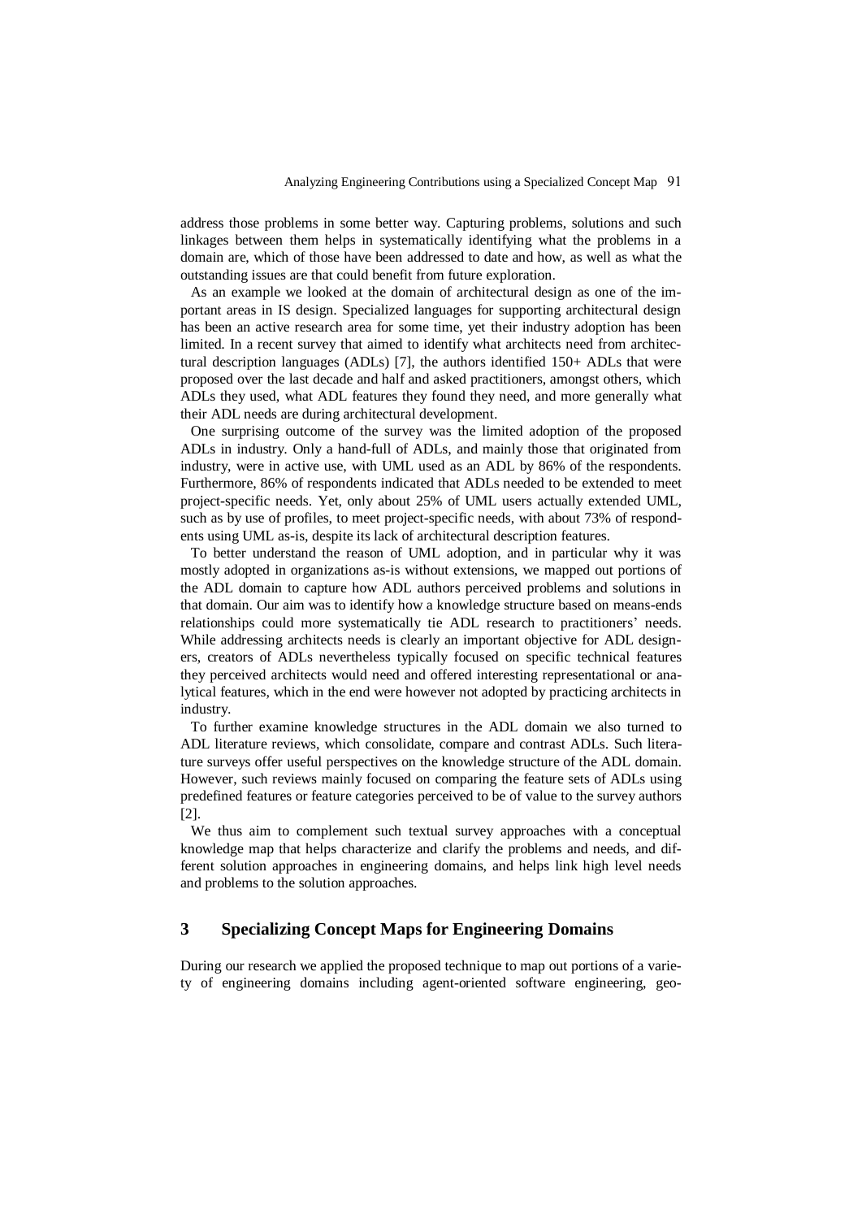address those problems in some better way. Capturing problems, solutions and such linkages between them helps in systematically identifying what the problems in a domain are, which of those have been addressed to date and how, as well as what the outstanding issues are that could benefit from future exploration.

As an example we looked at the domain of architectural design as one of the important areas in IS design. Specialized languages for supporting architectural design has been an active research area for some time, yet their industry adoption has been limited. In a recent survey that aimed to identify what architects need from architectural description languages (ADLs) [7], the authors identified 150+ ADLs that were proposed over the last decade and half and asked practitioners, amongst others, which ADLs they used, what ADL features they found they need, and more generally what their ADL needs are during architectural development.

One surprising outcome of the survey was the limited adoption of the proposed ADLs in industry. Only a hand-full of ADLs, and mainly those that originated from industry, were in active use, with UML used as an ADL by 86% of the respondents. Furthermore, 86% of respondents indicated that ADLs needed to be extended to meet project-specific needs. Yet, only about 25% of UML users actually extended UML, such as by use of profiles, to meet project-specific needs, with about 73% of respondents using UML as-is, despite its lack of architectural description features.

To better understand the reason of UML adoption, and in particular why it was mostly adopted in organizations as-is without extensions, we mapped out portions of the ADL domain to capture how ADL authors perceived problems and solutions in that domain. Our aim was to identify how a knowledge structure based on means-ends relationships could more systematically tie ADL research to practitioners' needs. While addressing architects needs is clearly an important objective for ADL designers, creators of ADLs nevertheless typically focused on specific technical features they perceived architects would need and offered interesting representational or analytical features, which in the end were however not adopted by practicing architects in industry.

To further examine knowledge structures in the ADL domain we also turned to ADL literature reviews, which consolidate, compare and contrast ADLs. Such literature surveys offer useful perspectives on the knowledge structure of the ADL domain. However, such reviews mainly focused on comparing the feature sets of ADLs using predefined features or feature categories perceived to be of value to the survey authors [2].

We thus aim to complement such textual survey approaches with a conceptual knowledge map that helps characterize and clarify the problems and needs, and different solution approaches in engineering domains, and helps link high level needs and problems to the solution approaches.

## 3 Specializing Concept Maps for Engineering Domains

During our research we applied the proposed technique to map out portions of a variety of engineering domains including agent-oriented software engineering, geo-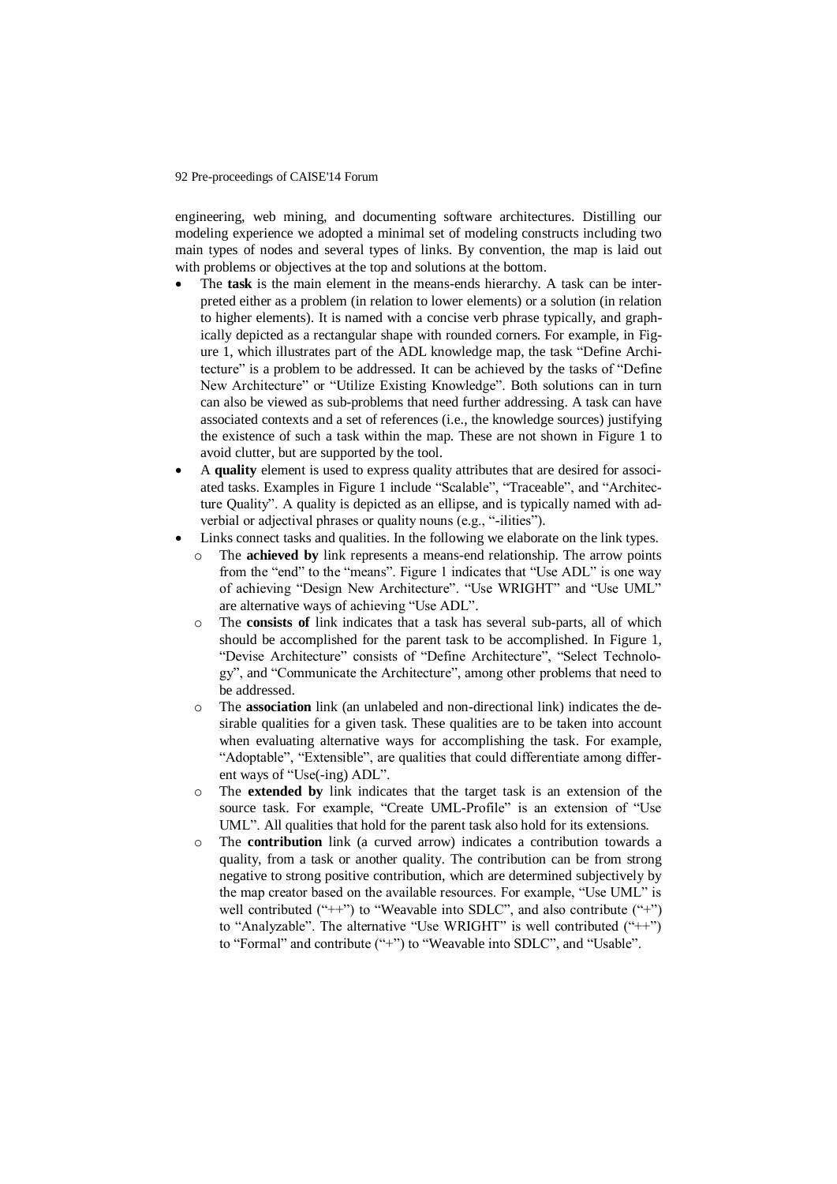engineering, web mining, and documenting software architectures. Distilling our modeling experience we adopted a minimal set of modeling constructs including two main types of nodes and several types of links. By convention, the map is laid out with problems or objectives at the top and solutions at the bottom.

- The **task** is the main element in the means-ends hierarchy. A task can be interpreted either as a problem (in relation to lower elements) or a solution (in relation to higher elements). It is named with a concise verb phrase typically, and graphically depicted as a rectangular shape with rounded corners. For example, in Figure 1, which illustrates part of the ADL knowledge map, the task "Define Architecture" is a problem to be addressed. It can be achieved by the tasks of "Define New Architecture" or "Utilize Existing Knowledge". Both solutions can in turn can also be viewed as sub-problems that need further addressing. A task can have associated contexts and a set of references (i.e., the knowledge sources) justifying the existence of such a task within the map. These are not shown in Figure 1 to avoid clutter, but are supported by the tool.
- A **quality** element is used to express quality attributes that are desired for associated tasks. Examples in Figure 1 include "Scalable", "Traceable", and "Architecture Quality". A quality is depicted as an ellipse, and is typically named with adverbial or adjectival phrases or quality nouns (e.g., "-ilities").
- Links connect tasks and qualities. In the following we elaborate on the link types.
  - The **achieved by** link represents a means-end relationship. The arrow points from the "end" to the "means". Figure 1 indicates that "Use ADL" is one way of achieving "Design New Architecture". "Use WRIGHT" and "Use UML" are alternative ways of achieving "Use ADL".
  - The **consists of** link indicates that a task has several sub-parts, all of which should be accomplished for the parent task to be accomplished. In Figure 1, "Devise Architecture" consists of "Define Architecture", "Select Technology", and "Communicate the Architecture", among other problems that need to be addressed.
  - The **association** link (an unlabeled and non-directional link) indicates the desirable qualities for a given task. These qualities are to be taken into account when evaluating alternative ways for accomplishing the task. For example, "Adoptable", "Extensible", are qualities that could differentiate among different ways of "Use(-ing) ADL".
  - The **extended by** link indicates that the target task is an extension of the source task. For example, "Create UML-Profile" is an extension of "Use UML". All qualities that hold for the parent task also hold for its extensions.
  - The **contribution** link (a curved arrow) indicates a contribution towards a quality, from a task or another quality. The contribution can be from strong negative to strong positive contribution, which are determined subjectively by the map creator based on the available resources. For example, "Use UML" is well contributed ("++") to "Weavable into SDLC", and also contribute ("+") to "Analyzable". The alternative "Use WRIGHT" is well contributed ("++") to "Formal" and contribute ("+") to "Weavable into SDLC", and "Usable".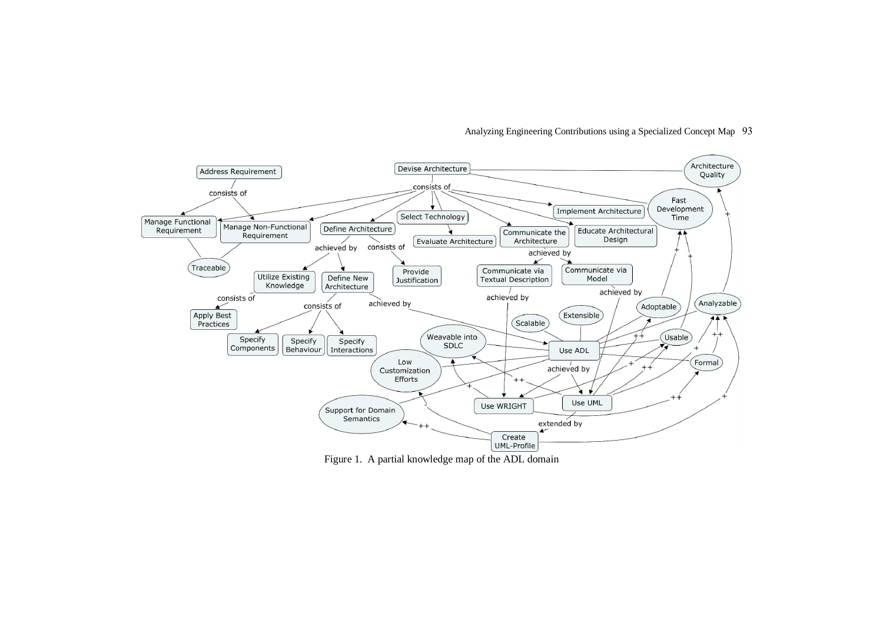Figure 1. A partial knowledge map of the ADL domain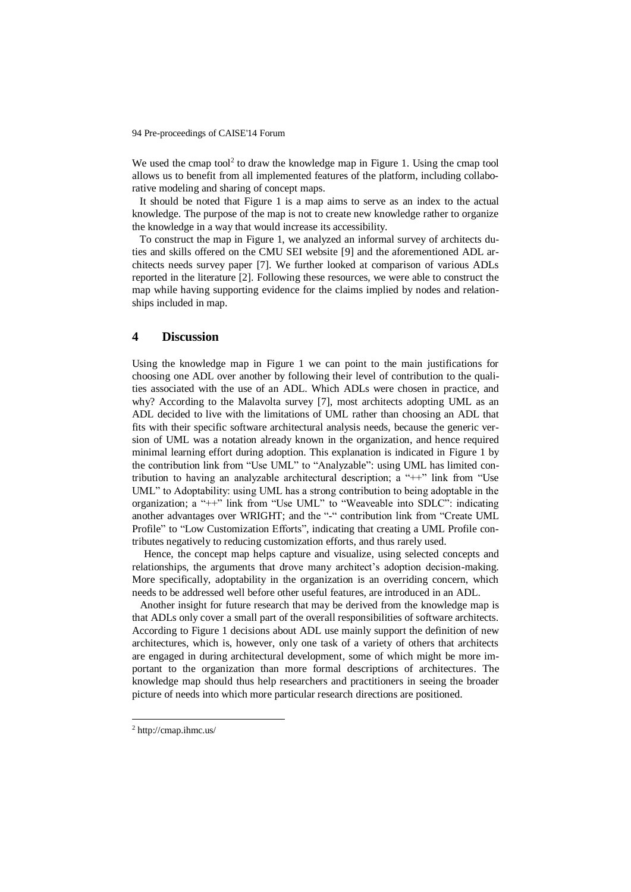We used the cmap tool[2] to draw the knowledge map in Figure 1. Using the cmap tool allows us to benefit from all implemented features of the platform, including collaborative modeling and sharing of concept maps.

It should be noted that Figure 1 is a map aims to serve as an index to the actual knowledge. The purpose of the map is not to create new knowledge rather to organize the knowledge in a way that would increase its accessibility.

To construct the map in Figure 1, we analyzed an informal survey of architects duties and skills offered on the CMU SEI website [9] and the aforementioned ADL architects needs survey paper [7]. We further looked at comparison of various ADLs reported in the literature [2]. Following these resources, we were able to construct the map while having supporting evidence for the claims implied by nodes and relationships included in map.

## 4 Discussion

Using the knowledge map in Figure 1 we can point to the main justifications for choosing one ADL over another by following their level of contribution to the qualities associated with the use of an ADL. Which ADLs were chosen in practice, and why? According to the Malavolta survey [7], most architects adopting UML as an ADL decided to live with the limitations of UML rather than choosing an ADL that fits with their specific software architectural analysis needs, because the generic version of UML was a notation already known in the organization, and hence required minimal learning effort during adoption. This explanation is indicated in Figure 1 by the contribution link from "Use UML" to "Analyzable": using UML has limited contribution to having an analyzable architectural description; a "++" link from "Use UML" to Adoptability: using UML has a strong contribution to being adoptable in the organization; a "++" link from "Use UML" to "Weaveable into SDLC": indicating another advantages over WRIGHT; and the "-" contribution link from "Create UML Profile" to "Low Customization Efforts", indicating that creating a UML Profile contributes negatively to reducing customization efforts, and thus rarely used.

Hence, the concept map helps capture and visualize, using selected concepts and relationships, the arguments that drove many architect's adoption decision-making. More specifically, adoptability in the organization is an overriding concern, which needs to be addressed well before other useful features, are introduced in an ADL.

Another insight for future research that may be derived from the knowledge map is that ADLs only cover a small part of the overall responsibilities of software architects. According to Figure 1 decisions about ADL use mainly support the definition of new architectures, which is, however, only one task of a variety of others that architects are engaged in during architectural development, some of which might be more important to the organization than more formal descriptions of architectures. The knowledge map should thus help researchers and practitioners in seeing the broader picture of needs into which more particular research directions are positioned.

[2] http://cmap.ihmc.us/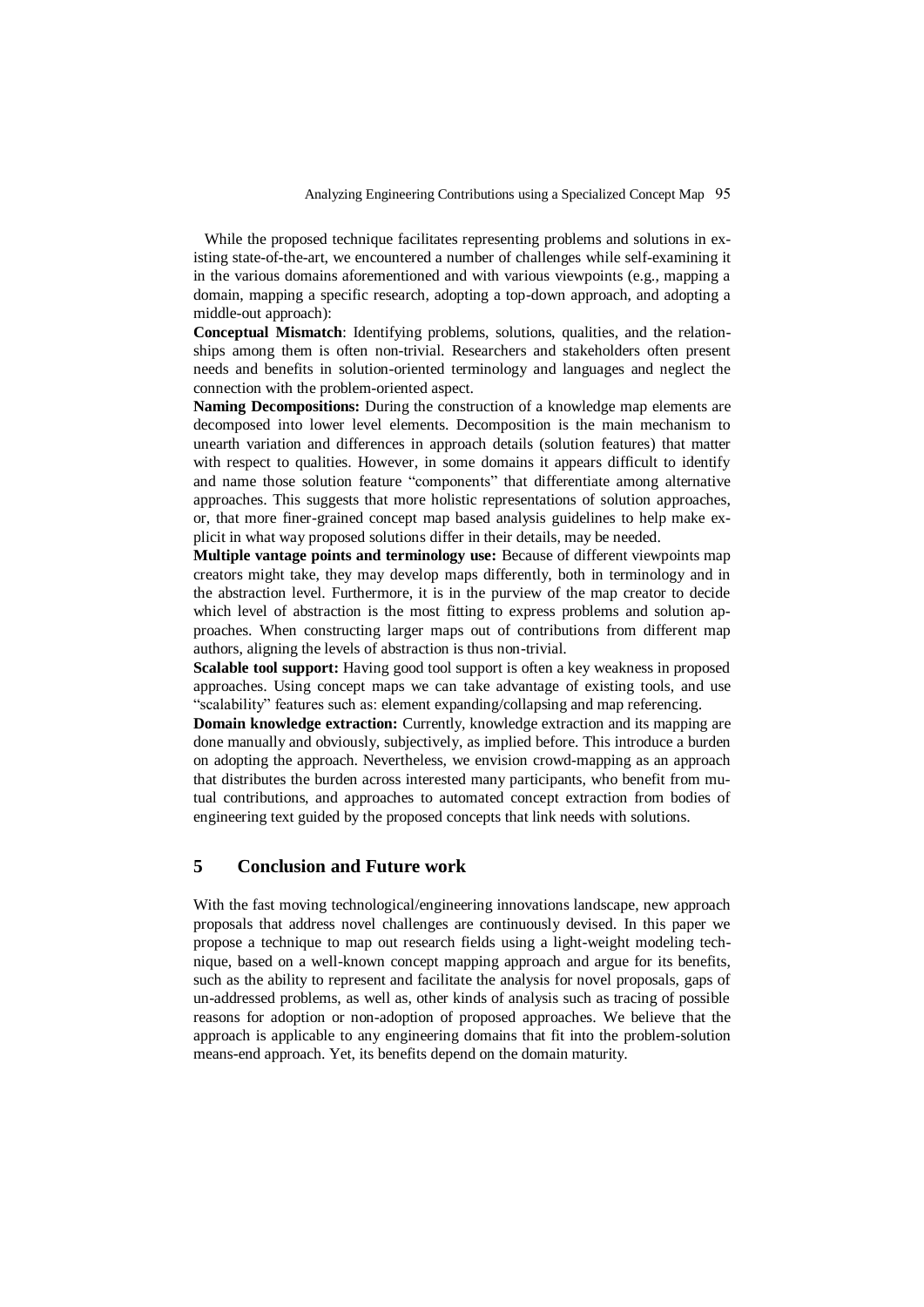While the proposed technique facilitates representing problems and solutions in existing state-of-the-art, we encountered a number of challenges while self-examining it in the various domains aforementioned and with various viewpoints (e.g., mapping a domain, mapping a specific research, adopting a top-down approach, and adopting a middle-out approach):

**Conceptual Mismatch**: Identifying problems, solutions, qualities, and the relationships among them is often non-trivial. Researchers and stakeholders often present needs and benefits in solution-oriented terminology and languages and neglect the connection with the problem-oriented aspect.

**Naming Decompositions:** During the construction of a knowledge map elements are decomposed into lower level elements. Decomposition is the main mechanism to unearth variation and differences in approach details (solution features) that matter with respect to qualities. However, in some domains it appears difficult to identify and name those solution feature "components" that differentiate among alternative approaches. This suggests that more holistic representations of solution approaches, or, that more finer-grained concept map based analysis guidelines to help make explicit in what way proposed solutions differ in their details, may be needed.

**Multiple vantage points and terminology use:** Because of different viewpoints map creators might take, they may develop maps differently, both in terminology and in the abstraction level. Furthermore, it is in the purview of the map creator to decide which level of abstraction is the most fitting to express problems and solution approaches. When constructing larger maps out of contributions from different map authors, aligning the levels of abstraction is thus non-trivial.

**Scalable tool support:** Having good tool support is often a key weakness in proposed approaches. Using concept maps we can take advantage of existing tools, and use "scalability" features such as: element expanding/collapsing and map referencing.

**Domain knowledge extraction:** Currently, knowledge extraction and its mapping are done manually and obviously, subjectively, as implied before. This introduce a burden on adopting the approach. Nevertheless, we envision crowd-mapping as an approach that distributes the burden across interested many participants, who benefit from mutual contributions, and approaches to automated concept extraction from bodies of engineering text guided by the proposed concepts that link needs with solutions.

## 5 Conclusion and Future work

With the fast moving technological/engineering innovations landscape, new approach proposals that address novel challenges are continuously devised. In this paper we propose a technique to map out research fields using a light-weight modeling technique, based on a well-known concept mapping approach and argue for its benefits, such as the ability to represent and facilitate the analysis for novel proposals, gaps of un-addressed problems, as well as, other kinds of analysis such as tracing of possible reasons for adoption or non-adoption of proposed approaches. We believe that the approach is applicable to any engineering domains that fit into the problem-solution means-end approach. Yet, its benefits depend on the domain maturity.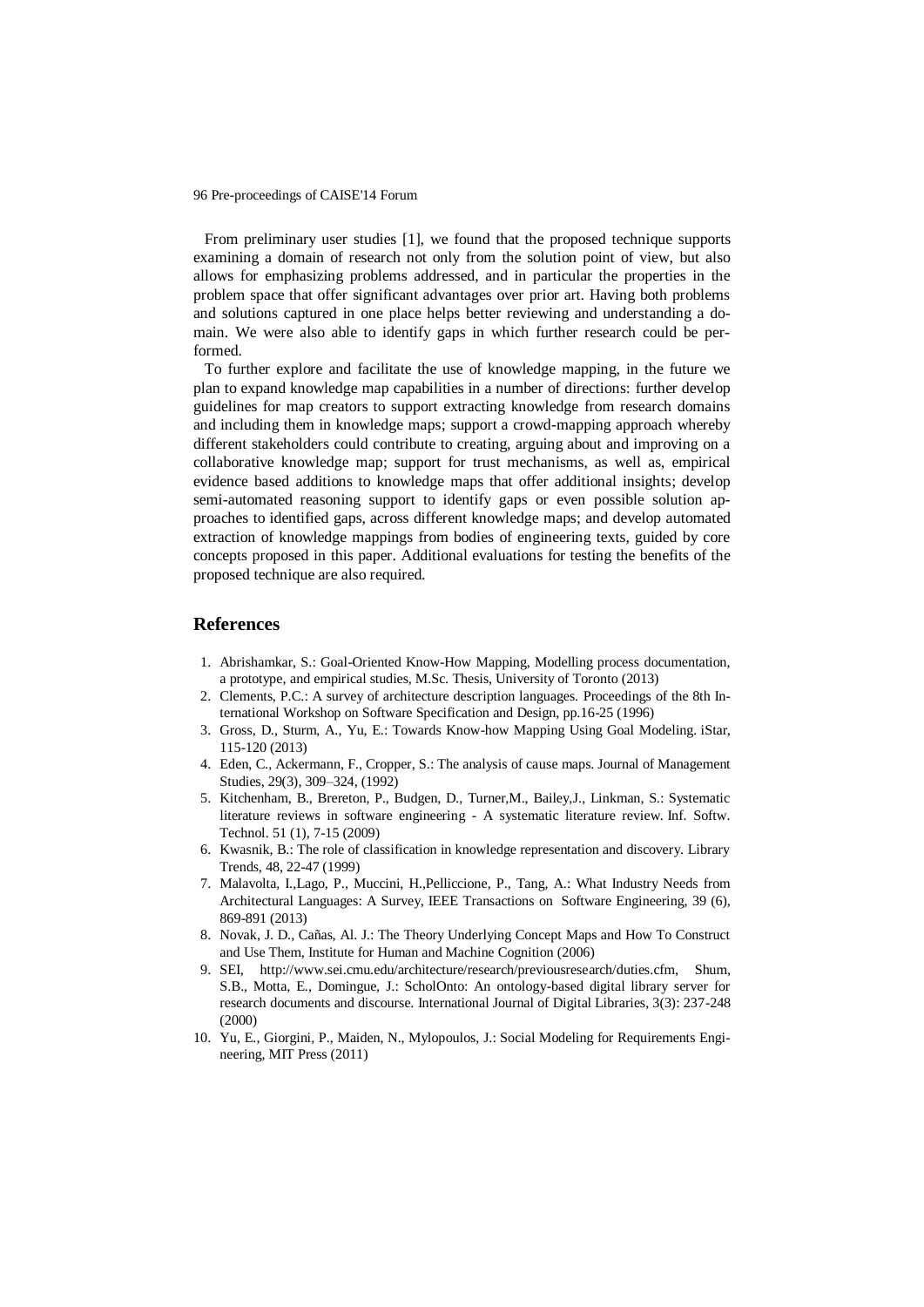From preliminary user studies [1], we found that the proposed technique supports examining a domain of research not only from the solution point of view, but also allows for emphasizing problems addressed, and in particular the properties in the problem space that offer significant advantages over prior art. Having both problems and solutions captured in one place helps better reviewing and understanding a domain. We were also able to identify gaps in which further research could be performed.

To further explore and facilitate the use of knowledge mapping, in the future we plan to expand knowledge map capabilities in a number of directions: further develop guidelines for map creators to support extracting knowledge from research domains and including them in knowledge maps; support a crowd-mapping approach whereby different stakeholders could contribute to creating, arguing about and improving on a collaborative knowledge map; support for trust mechanisms, as well as, empirical evidence based additions to knowledge maps that offer additional insights; develop semi-automated reasoning support to identify gaps or even possible solution approaches to identified gaps, across different knowledge maps; and develop automated extraction of knowledge mappings from bodies of engineering texts, guided by core concepts proposed in this paper. Additional evaluations for testing the benefits of the proposed technique are also required.

## References

1. Abrishamkar, S.: Goal-Oriented Know-How Mapping, Modelling process documentation, a prototype, and empirical studies, M.Sc. Thesis, University of Toronto (2013)
2. Clements, P.C.: A survey of architecture description languages. Proceedings of the 8th International Workshop on Software Specification and Design, pp.16-25 (1996)
3. Gross, D., Sturm, A., Yu, E.: Towards Know-how Mapping Using Goal Modeling. iStar, 115-120 (2013)
4. Eden, C., Ackermann, F., Cropper, S.: The analysis of cause maps. Journal of Management Studies, 29(3), 309–324, (1992)
5. Kitchenham, B., Brereton, P., Budgen, D., Turner,M., Bailey,J., Linkman, S.: Systematic literature reviews in software engineering - A systematic literature review. Inf. Softw. Technol. 51 (1), 7-15 (2009)
6. Kwasnik, B.: The role of classification in knowledge representation and discovery. Library Trends, 48, 22-47 (1999)
7. Malavolta, I.,Lago, P., Muccini, H.,Pelliccione, P., Tang, A.: What Industry Needs from Architectural Languages: A Survey, IEEE Transactions on Software Engineering, 39 (6), 869-891 (2013)
8. Novak, J. D., Cañas, Al. J.: The Theory Underlying Concept Maps and How To Construct and Use Them, Institute for Human and Machine Cognition (2006)
9. SEI, http://www.sei.cmu.edu/architecture/research/previousresearch/duties.cfm, Shum, S.B., Motta, E., Domingue, J.: ScholOnto: An ontology-based digital library server for research documents and discourse. International Journal of Digital Libraries, 3(3): 237-248 (2000)
10. Yu, E., Giorgini, P., Maiden, N., Mylopoulos, J.: Social Modeling for Requirements Engineering, MIT Press (2011)